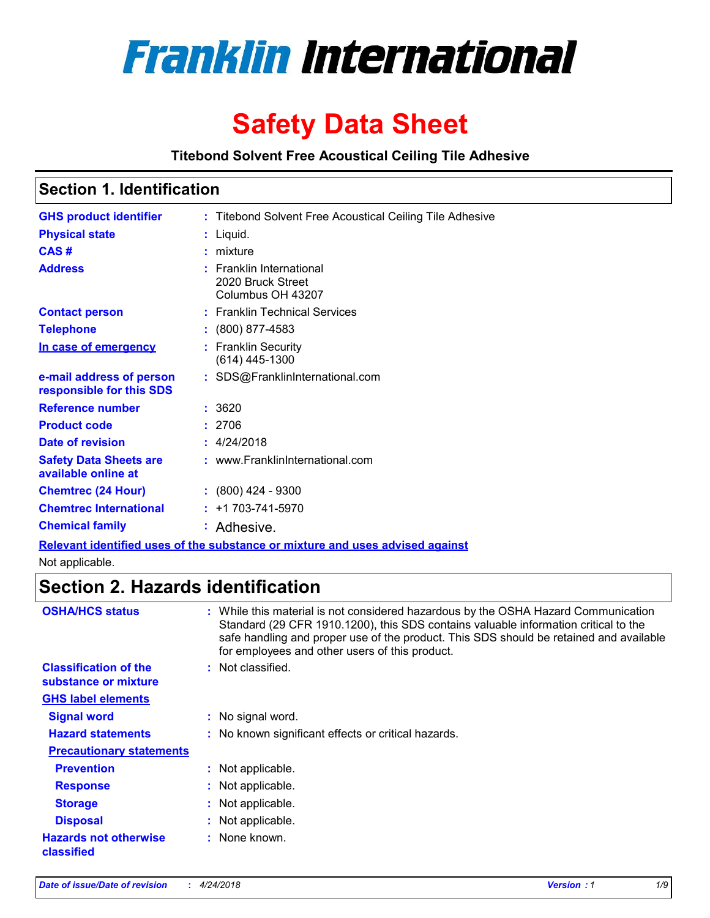# Franklin International

# Safety Data Sheet

**Titebond Solvent Free Acoustical Ceiling Tile Adhesive**

## Section 1. Identification

| | |
|---|---|
| **GHS product identifier** | : Titebond Solvent Free Acoustical Ceiling Tile Adhesive |
| **Physical state** | : Liquid. |
| **CAS #** | : mixture |
| **Address** | : Franklin International<br>2020 Bruck Street<br>Columbus OH 43207 |
| **Contact person** | : Franklin Technical Services |
| **Telephone** | : (800) 877-4583 |
| **In case of emergency** | : Franklin Security<br>(614) 445-1300 |
| **e-mail address of person responsible for this SDS** | : SDS@FranklinInternational.com |
| **Reference number** | : 3620 |
| **Product code** | : 2706 |
| **Date of revision** | : 4/24/2018 |
| **Safety Data Sheets are available online at** | : www.FranklinInternational.com |
| **Chemtrec (24 Hour)** | : (800) 424 - 9300 |
| **Chemtrec International** | : +1 703-741-5970 |
| **Chemical family** | : Adhesive. |

**Relevant identified uses of the substance or mixture and uses advised against**

Not applicable.

## Section 2. Hazards identification

| | |
|---|---|
| **OSHA/HCS status** | : While this material is not considered hazardous by the OSHA Hazard Communication Standard (29 CFR 1910.1200), this SDS contains valuable information critical to the safe handling and proper use of the product. This SDS should be retained and available for employees and other users of this product. |
| **Classification of the substance or mixture** | : Not classified. |
| **GHS label elements** | |
| **Signal word** | : No signal word. |
| **Hazard statements** | : No known significant effects or critical hazards. |
| **Precautionary statements** | |
| **Prevention** | : Not applicable. |
| **Response** | : Not applicable. |
| **Storage** | : Not applicable. |
| **Disposal** | : Not applicable. |
| **Hazards not otherwise classified** | : None known. |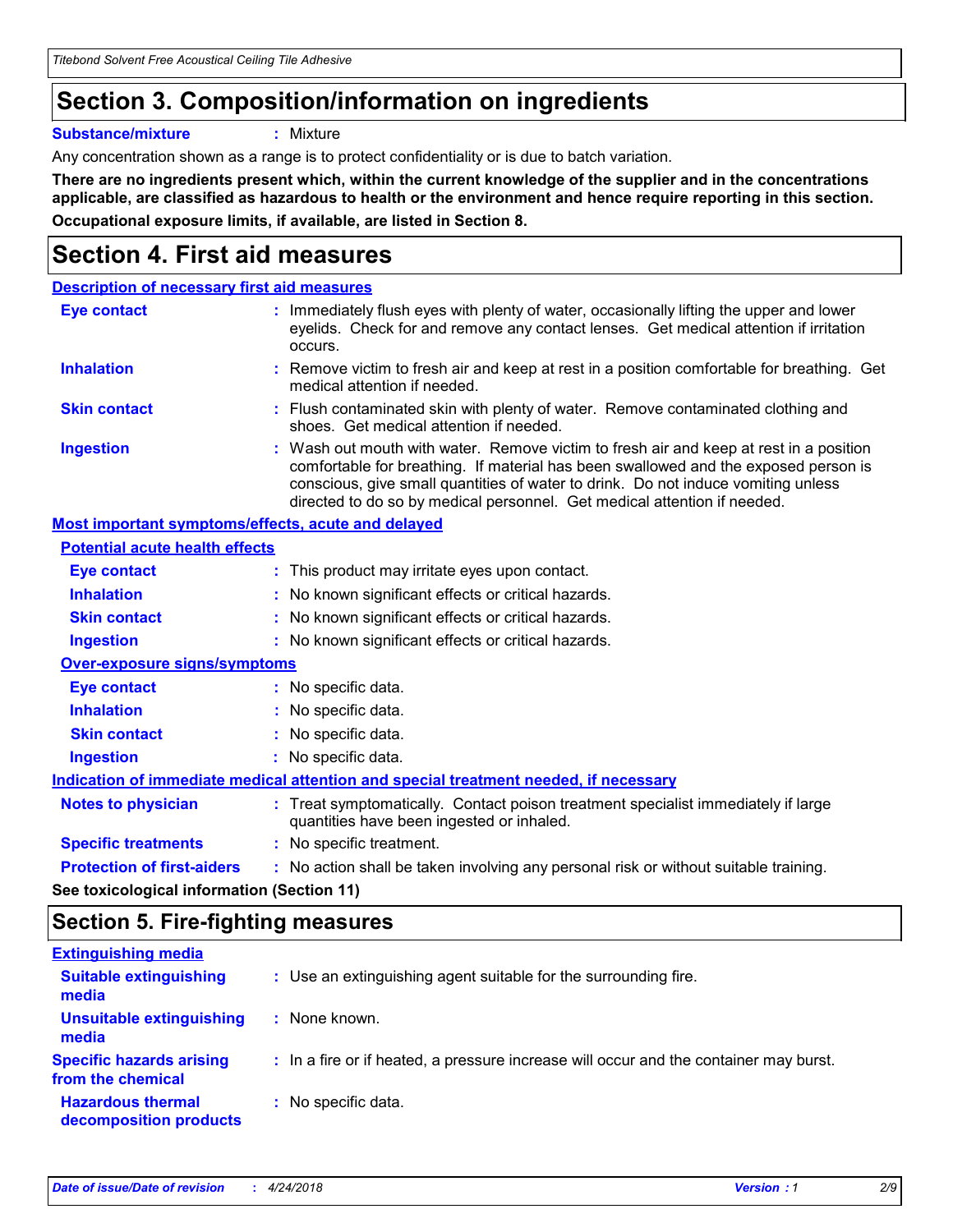## Section 3. Composition/information on ingredients

**Substance/mixture** : Mixture

Any concentration shown as a range is to protect confidentiality or is due to batch variation.

**There are no ingredients present which, within the current knowledge of the supplier and in the concentrations applicable, are classified as hazardous to health or the environment and hence require reporting in this section.**

**Occupational exposure limits, if available, are listed in Section 8.**

## Section 4. First aid measures

### Description of necessary first aid measures

**Eye contact** : Immediately flush eyes with plenty of water, occasionally lifting the upper and lower eyelids. Check for and remove any contact lenses. Get medical attention if irritation occurs.

**Inhalation** : Remove victim to fresh air and keep at rest in a position comfortable for breathing. Get medical attention if needed.

**Skin contact** : Flush contaminated skin with plenty of water. Remove contaminated clothing and shoes. Get medical attention if needed.

**Ingestion** : Wash out mouth with water. Remove victim to fresh air and keep at rest in a position comfortable for breathing. If material has been swallowed and the exposed person is conscious, give small quantities of water to drink. Do not induce vomiting unless directed to do so by medical personnel. Get medical attention if needed.

### Most important symptoms/effects, acute and delayed

#### Potential acute health effects

**Eye contact** : This product may irritate eyes upon contact.

**Inhalation** : No known significant effects or critical hazards.

**Skin contact** : No known significant effects or critical hazards.

**Ingestion** : No known significant effects or critical hazards.

#### Over-exposure signs/symptoms

**Eye contact** : No specific data.

**Inhalation** : No specific data.

**Skin contact** : No specific data.

**Ingestion** : No specific data.

### Indication of immediate medical attention and special treatment needed, if necessary

**Notes to physician** : Treat symptomatically. Contact poison treatment specialist immediately if large quantities have been ingested or inhaled.

**Specific treatments** : No specific treatment.

**Protection of first-aiders** : No action shall be taken involving any personal risk or without suitable training.

**See toxicological information (Section 11)**

## Section 5. Fire-fighting measures

### Extinguishing media

**Suitable extinguishing media** : Use an extinguishing agent suitable for the surrounding fire.

**Unsuitable extinguishing media** : None known.

**Specific hazards arising from the chemical** : In a fire or if heated, a pressure increase will occur and the container may burst.

**Hazardous thermal decomposition products** : No specific data.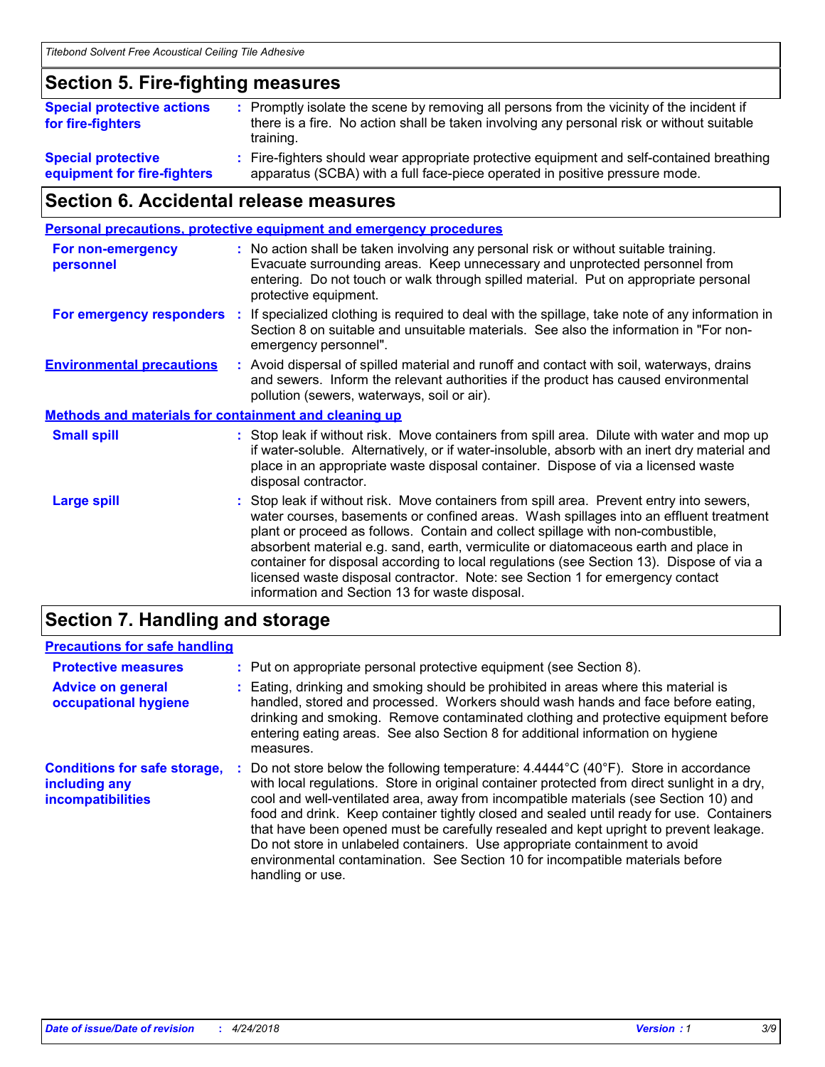## Section 5. Fire-fighting measures

**Special protective actions for fire-fighters** : Promptly isolate the scene by removing all persons from the vicinity of the incident if there is a fire. No action shall be taken involving any personal risk or without suitable training.

**Special protective equipment for fire-fighters** : Fire-fighters should wear appropriate protective equipment and self-contained breathing apparatus (SCBA) with a full face-piece operated in positive pressure mode.

## Section 6. Accidental release measures

### Personal precautions, protective equipment and emergency procedures

**For non-emergency personnel** : No action shall be taken involving any personal risk or without suitable training. Evacuate surrounding areas. Keep unnecessary and unprotected personnel from entering. Do not touch or walk through spilled material. Put on appropriate personal protective equipment.

**For emergency responders** : If specialized clothing is required to deal with the spillage, take note of any information in Section 8 on suitable and unsuitable materials. See also the information in "For non-emergency personnel".

**Environmental precautions** : Avoid dispersal of spilled material and runoff and contact with soil, waterways, drains and sewers. Inform the relevant authorities if the product has caused environmental pollution (sewers, waterways, soil or air).

### Methods and materials for containment and cleaning up

**Small spill** : Stop leak if without risk. Move containers from spill area. Dilute with water and mop up if water-soluble. Alternatively, or if water-insoluble, absorb with an inert dry material and place in an appropriate waste disposal container. Dispose of via a licensed waste disposal contractor.

**Large spill** : Stop leak if without risk. Move containers from spill area. Prevent entry into sewers, water courses, basements or confined areas. Wash spillages into an effluent treatment plant or proceed as follows. Contain and collect spillage with non-combustible, absorbent material e.g. sand, earth, vermiculite or diatomaceous earth and place in container for disposal according to local regulations (see Section 13). Dispose of via a licensed waste disposal contractor. Note: see Section 1 for emergency contact information and Section 13 for waste disposal.

## Section 7. Handling and storage

### Precautions for safe handling

**Protective measures** : Put on appropriate personal protective equipment (see Section 8).

**Advice on general occupational hygiene** : Eating, drinking and smoking should be prohibited in areas where this material is handled, stored and processed. Workers should wash hands and face before eating, drinking and smoking. Remove contaminated clothing and protective equipment before entering eating areas. See also Section 8 for additional information on hygiene measures.

**Conditions for safe storage, including any incompatibilities** : Do not store below the following temperature: 4.4444°C (40°F). Store in accordance with local regulations. Store in original container protected from direct sunlight in a dry, cool and well-ventilated area, away from incompatible materials (see Section 10) and food and drink. Keep container tightly closed and sealed until ready for use. Containers that have been opened must be carefully resealed and kept upright to prevent leakage. Do not store in unlabeled containers. Use appropriate containment to avoid environmental contamination. See Section 10 for incompatible materials before handling or use.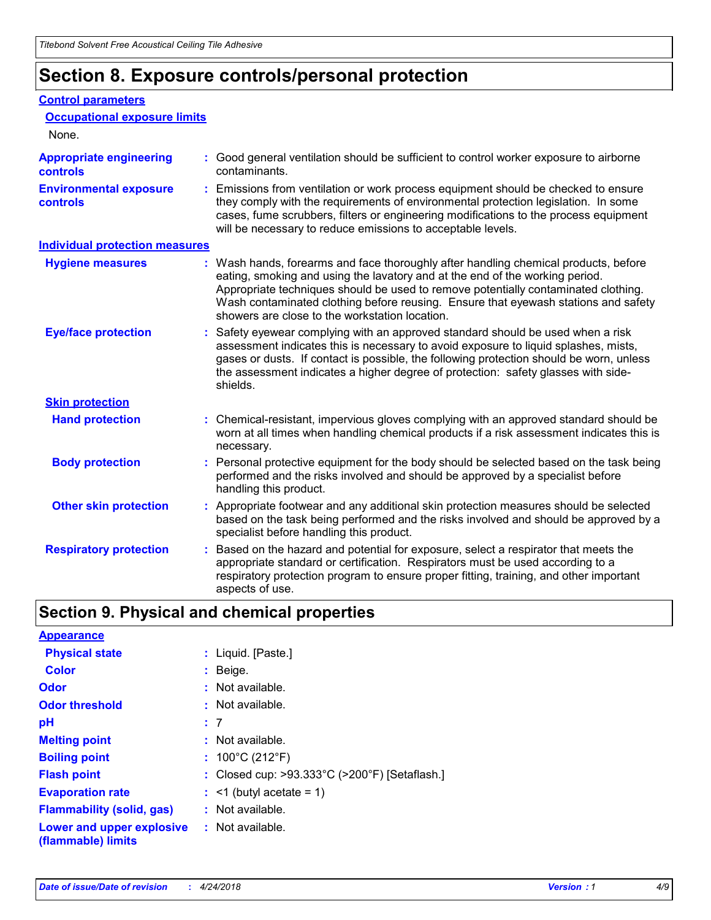# Section 8. Exposure controls/personal protection

## Control parameters

### Occupational exposure limits

None.

**Appropriate engineering controls** : Good general ventilation should be sufficient to control worker exposure to airborne contaminants.

**Environmental exposure controls** : Emissions from ventilation or work process equipment should be checked to ensure they comply with the requirements of environmental protection legislation. In some cases, fume scrubbers, filters or engineering modifications to the process equipment will be necessary to reduce emissions to acceptable levels.

## Individual protection measures

**Hygiene measures** : Wash hands, forearms and face thoroughly after handling chemical products, before eating, smoking and using the lavatory and at the end of the working period. Appropriate techniques should be used to remove potentially contaminated clothing. Wash contaminated clothing before reusing. Ensure that eyewash stations and safety showers are close to the workstation location.

**Eye/face protection** : Safety eyewear complying with an approved standard should be used when a risk assessment indicates this is necessary to avoid exposure to liquid splashes, mists, gases or dusts. If contact is possible, the following protection should be worn, unless the assessment indicates a higher degree of protection: safety glasses with side-shields.

### Skin protection

**Hand protection** : Chemical-resistant, impervious gloves complying with an approved standard should be worn at all times when handling chemical products if a risk assessment indicates this is necessary.

**Body protection** : Personal protective equipment for the body should be selected based on the task being performed and the risks involved and should be approved by a specialist before handling this product.

**Other skin protection** : Appropriate footwear and any additional skin protection measures should be selected based on the task being performed and the risks involved and should be approved by a specialist before handling this product.

**Respiratory protection** : Based on the hazard and potential for exposure, select a respirator that meets the appropriate standard or certification. Respirators must be used according to a respiratory protection program to ensure proper fitting, training, and other important aspects of use.

# Section 9. Physical and chemical properties

## Appearance

**Physical state** : Liquid. [Paste.]

**Color** : Beige.

**Odor** : Not available.

**Odor threshold** : Not available.

**pH** : 7

**Melting point** : Not available.

**Boiling point** : 100°C (212°F)

**Flash point** : Closed cup: >93.333°C (>200°F) [Setaflash.]

**Evaporation rate** : <1 (butyl acetate = 1)

**Flammability (solid, gas)** : Not available.

**Lower and upper explosive (flammable) limits** : Not available.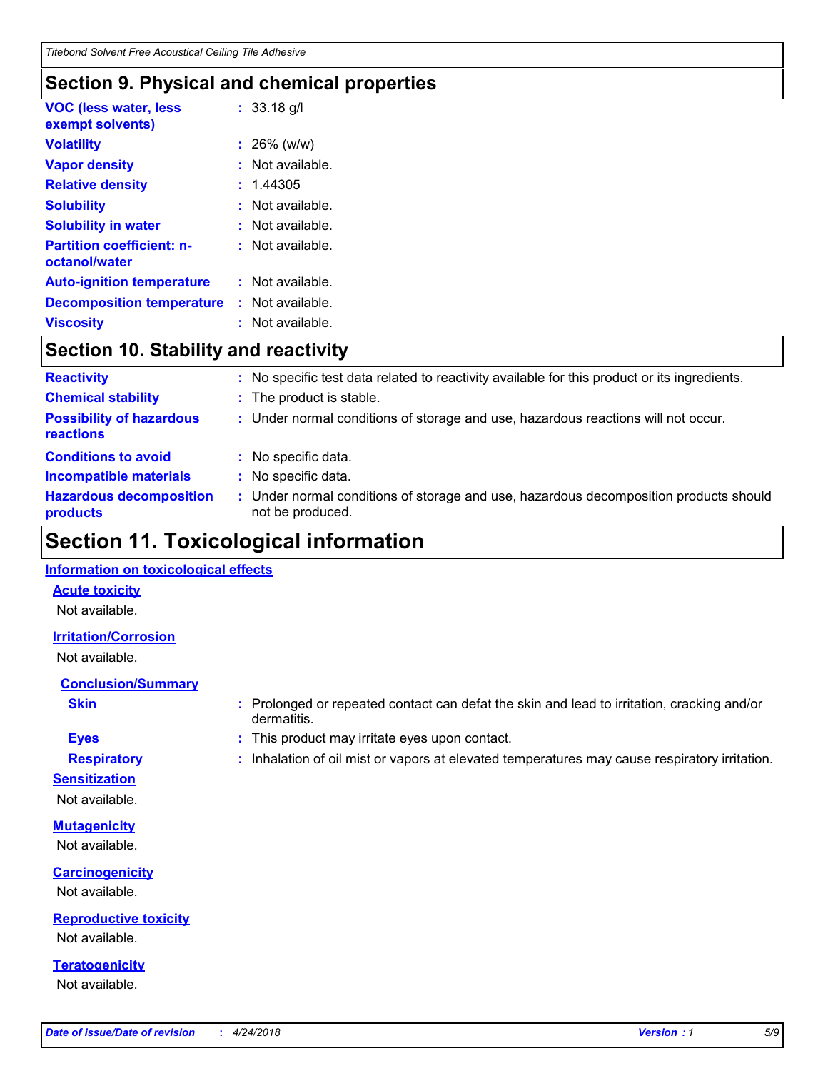## Section 9. Physical and chemical properties

| | |
|---|---|
| **VOC (less water, less exempt solvents)** | : 33.18 g/l |
| **Volatility** | : 26% (w/w) |
| **Vapor density** | : Not available. |
| **Relative density** | : 1.44305 |
| **Solubility** | : Not available. |
| **Solubility in water** | : Not available. |
| **Partition coefficient: n-octanol/water** | : Not available. |
| **Auto-ignition temperature** | : Not available. |
| **Decomposition temperature** | : Not available. |
| **Viscosity** | : Not available. |

## Section 10. Stability and reactivity

| | |
|---|---|
| **Reactivity** | : No specific test data related to reactivity available for this product or its ingredients. |
| **Chemical stability** | : The product is stable. |
| **Possibility of hazardous reactions** | : Under normal conditions of storage and use, hazardous reactions will not occur. |
| **Conditions to avoid** | : No specific data. |
| **Incompatible materials** | : No specific data. |
| **Hazardous decomposition products** | : Under normal conditions of storage and use, hazardous decomposition products should not be produced. |

## Section 11. Toxicological information

### Information on toxicological effects

#### Acute toxicity

Not available.

#### Irritation/Corrosion

Not available.

#### Conclusion/Summary

| | |
|---|---|
| **Skin** | : Prolonged or repeated contact can defat the skin and lead to irritation, cracking and/or dermatitis. |
| **Eyes** | : This product may irritate eyes upon contact. |
| **Respiratory** | : Inhalation of oil mist or vapors at elevated temperatures may cause respiratory irritation. |

#### Sensitization

Not available.

#### Mutagenicity

Not available.

#### Carcinogenicity

Not available.

#### Reproductive toxicity

Not available.

#### Teratogenicity

Not available.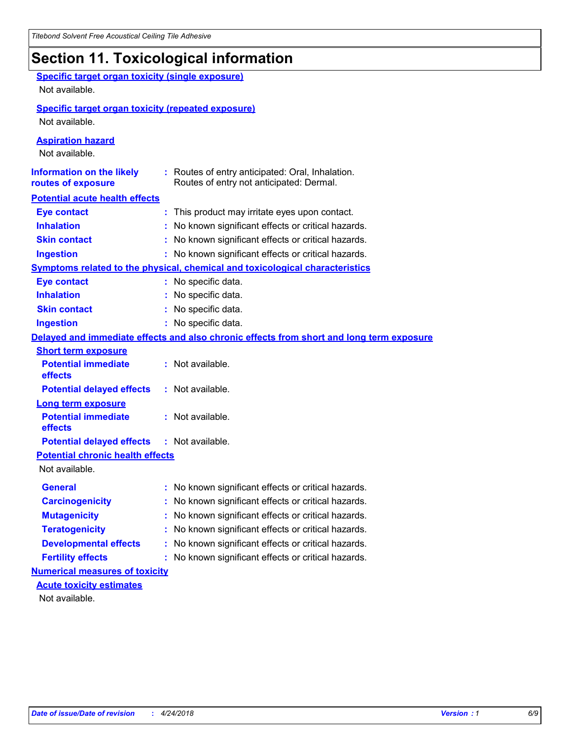# Section 11. Toxicological information

### Specific target organ toxicity (single exposure)

Not available.

### Specific target organ toxicity (repeated exposure)

Not available.

### Aspiration hazard

Not available.

**Information on the likely routes of exposure** : Routes of entry anticipated: Oral, Inhalation.
Routes of entry not anticipated: Dermal.

### Potential acute health effects

**Eye contact** : This product may irritate eyes upon contact.

**Inhalation** : No known significant effects or critical hazards.

**Skin contact** : No known significant effects or critical hazards.

**Ingestion** : No known significant effects or critical hazards.

### Symptoms related to the physical, chemical and toxicological characteristics

**Eye contact** : No specific data.

**Inhalation** : No specific data.

**Skin contact** : No specific data.

**Ingestion** : No specific data.

### Delayed and immediate effects and also chronic effects from short and long term exposure

#### Short term exposure

**Potential immediate effects** : Not available.

**Potential delayed effects** : Not available.

#### Long term exposure

**Potential immediate effects** : Not available.

**Potential delayed effects** : Not available.

#### Potential chronic health effects

Not available.

**General** : No known significant effects or critical hazards.

**Carcinogenicity** : No known significant effects or critical hazards.

**Mutagenicity** : No known significant effects or critical hazards.

**Teratogenicity** : No known significant effects or critical hazards.

**Developmental effects** : No known significant effects or critical hazards.

**Fertility effects** : No known significant effects or critical hazards.

### Numerical measures of toxicity

#### Acute toxicity estimates

Not available.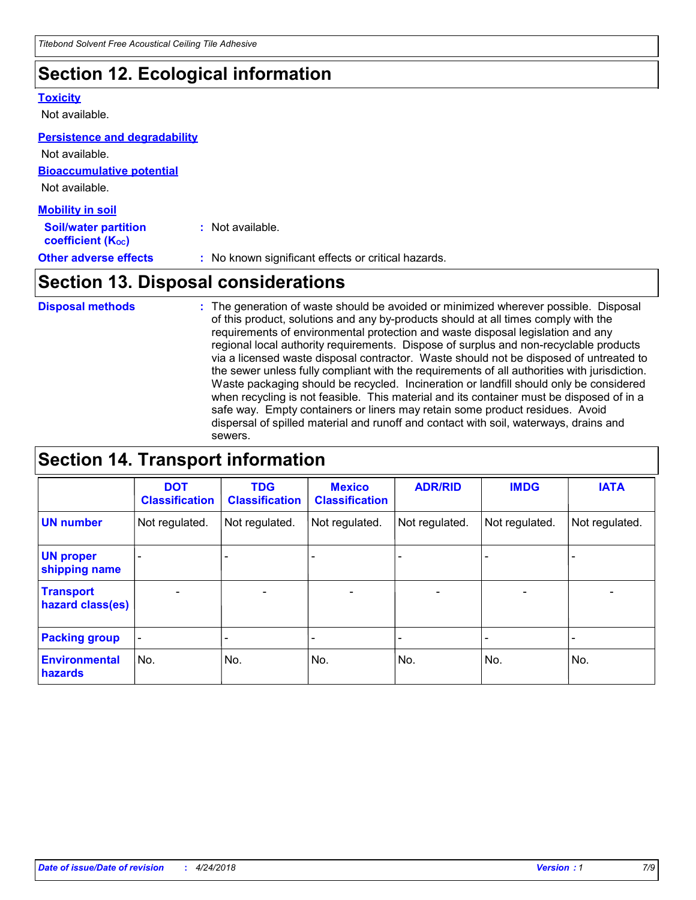## Section 12. Ecological information

### Toxicity

Not available.

### Persistence and degradability

Not available.

### Bioaccumulative potential

Not available.

### Mobility in soil

**Soil/water partition coefficient ($K_{OC}$)** : Not available.

**Other adverse effects** : No known significant effects or critical hazards.

## Section 13. Disposal considerations

**Disposal methods** : The generation of waste should be avoided or minimized wherever possible. Disposal of this product, solutions and any by-products should at all times comply with the requirements of environmental protection and waste disposal legislation and any regional local authority requirements. Dispose of surplus and non-recyclable products via a licensed waste disposal contractor. Waste should not be disposed of untreated to the sewer unless fully compliant with the requirements of all authorities with jurisdiction. Waste packaging should be recycled. Incineration or landfill should only be considered when recycling is not feasible. This material and its container must be disposed of in a safe way. Empty containers or liners may retain some product residues. Avoid dispersal of spilled material and runoff and contact with soil, waterways, drains and sewers.

## Section 14. Transport information

| | DOT Classification | TDG Classification | Mexico Classification | ADR/RID | IMDG | IATA |
|---|---|---|---|---|---|---|
| **UN number** | Not regulated. | Not regulated. | Not regulated. | Not regulated. | Not regulated. | Not regulated. |
| **UN proper shipping name** | - | - | - | - | - | - |
| **Transport hazard class(es)** | - | - | - | - | - | - |
| **Packing group** | - | - | - | - | - | - |
| **Environmental hazards** | No. | No. | No. | No. | No. | No. |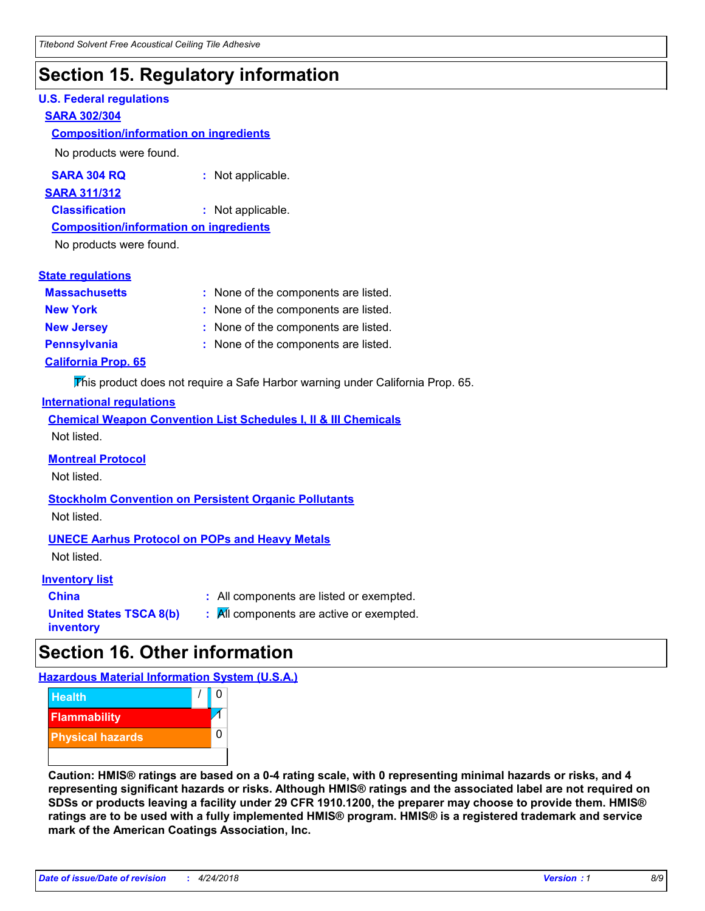## Section 15. Regulatory information

### U.S. Federal regulations

**SARA 302/304**

**Composition/information on ingredients**

No products were found.

**SARA 304 RQ** : Not applicable.

**SARA 311/312**

**Classification** : Not applicable.

**Composition/information on ingredients**

No products were found.

### State regulations

| | |
|---|---|
| **Massachusetts** | : None of the components are listed. |
| **New York** | : None of the components are listed. |
| **New Jersey** | : None of the components are listed. |
| **Pennsylvania** | : None of the components are listed. |

**California Prop. 65**

This product does not require a Safe Harbor warning under California Prop. 65.

### International regulations

**Chemical Weapon Convention List Schedules I, II & III Chemicals**

Not listed.

**Montreal Protocol**

Not listed.

**Stockholm Convention on Persistent Organic Pollutants**

Not listed.

**UNECE Aarhus Protocol on POPs and Heavy Metals**

Not listed.

**Inventory list**

| | |
|---|---|
| **China** | : All components are listed or exempted. |
| **United States TSCA 8(b) inventory** | : All components are active or exempted. |

## Section 16. Other information

**Hazardous Material Information System (U.S.A.)**

| | | |
|---|---|---|
| Health | / | 0 |
| Flammability | | 1 |
| Physical hazards | | 0 |

**Caution: HMIS® ratings are based on a 0-4 rating scale, with 0 representing minimal hazards or risks, and 4 representing significant hazards or risks. Although HMIS® ratings and the associated label are not required on SDSs or products leaving a facility under 29 CFR 1910.1200, the preparer may choose to provide them. HMIS® ratings are to be used with a fully implemented HMIS® program. HMIS® is a registered trademark and service mark of the American Coatings Association, Inc.**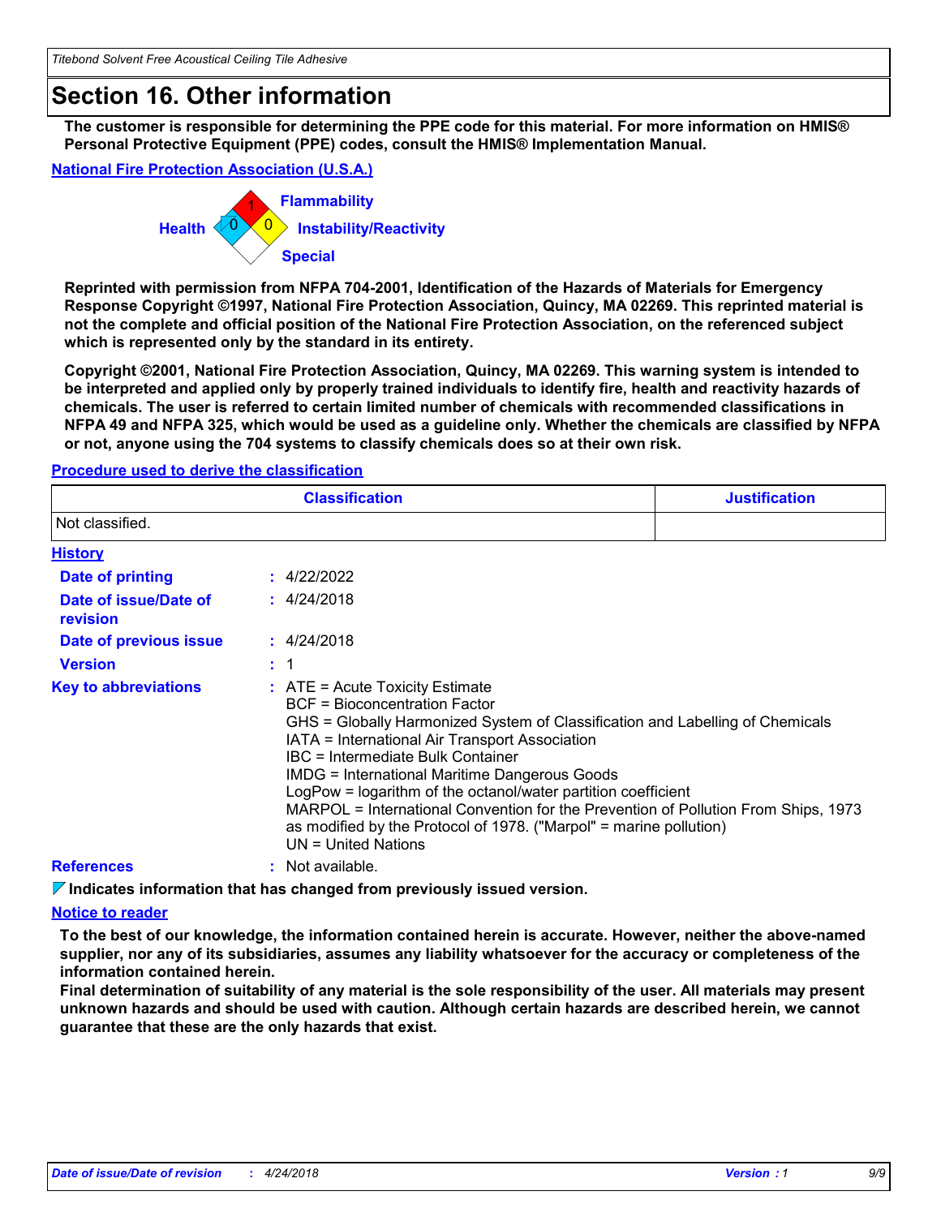# Section 16. Other information

**The customer is responsible for determining the PPE code for this material. For more information on HMIS® Personal Protective Equipment (PPE) codes, consult the HMIS® Implementation Manual.**

**National Fire Protection Association (U.S.A.)**

Flammability
1
Health
0
0
Instability/Reactivity
Special

**Reprinted with permission from NFPA 704-2001, Identification of the Hazards of Materials for Emergency Response Copyright ©1997, National Fire Protection Association, Quincy, MA 02269. This reprinted material is not the complete and official position of the National Fire Protection Association, on the referenced subject which is represented only by the standard in its entirety.**

**Copyright ©2001, National Fire Protection Association, Quincy, MA 02269. This warning system is intended to be interpreted and applied only by properly trained individuals to identify fire, health and reactivity hazards of chemicals. The user is referred to certain limited number of chemicals with recommended classifications in NFPA 49 and NFPA 325, which would be used as a guideline only. Whether the chemicals are classified by NFPA or not, anyone using the 704 systems to classify chemicals does so at their own risk.**

**Procedure used to derive the classification**

| Classification | Justification |
| --- | --- |
| Not classified. | |

**History**

**Date of printing** : 4/22/2022

**Date of issue/Date of revision** : 4/24/2018

**Date of previous issue** : 4/24/2018

**Version** : 1

**Key to abbreviations** :
ATE = Acute Toxicity Estimate
BCF = Bioconcentration Factor
GHS = Globally Harmonized System of Classification and Labelling of Chemicals
IATA = International Air Transport Association
IBC = Intermediate Bulk Container
IMDG = International Maritime Dangerous Goods
LogPow = logarithm of the octanol/water partition coefficient
MARPOL = International Convention for the Prevention of Pollution From Ships, 1973 as modified by the Protocol of 1978. ("Marpol" = marine pollution)
UN = United Nations

**References** : Not available.

**Indicates information that has changed from previously issued version.**

**Notice to reader**

**To the best of our knowledge, the information contained herein is accurate. However, neither the above-named supplier, nor any of its subsidiaries, assumes any liability whatsoever for the accuracy or completeness of the information contained herein.**
**Final determination of suitability of any material is the sole responsibility of the user. All materials may present unknown hazards and should be used with caution. Although certain hazards are described herein, we cannot guarantee that these are the only hazards that exist.**